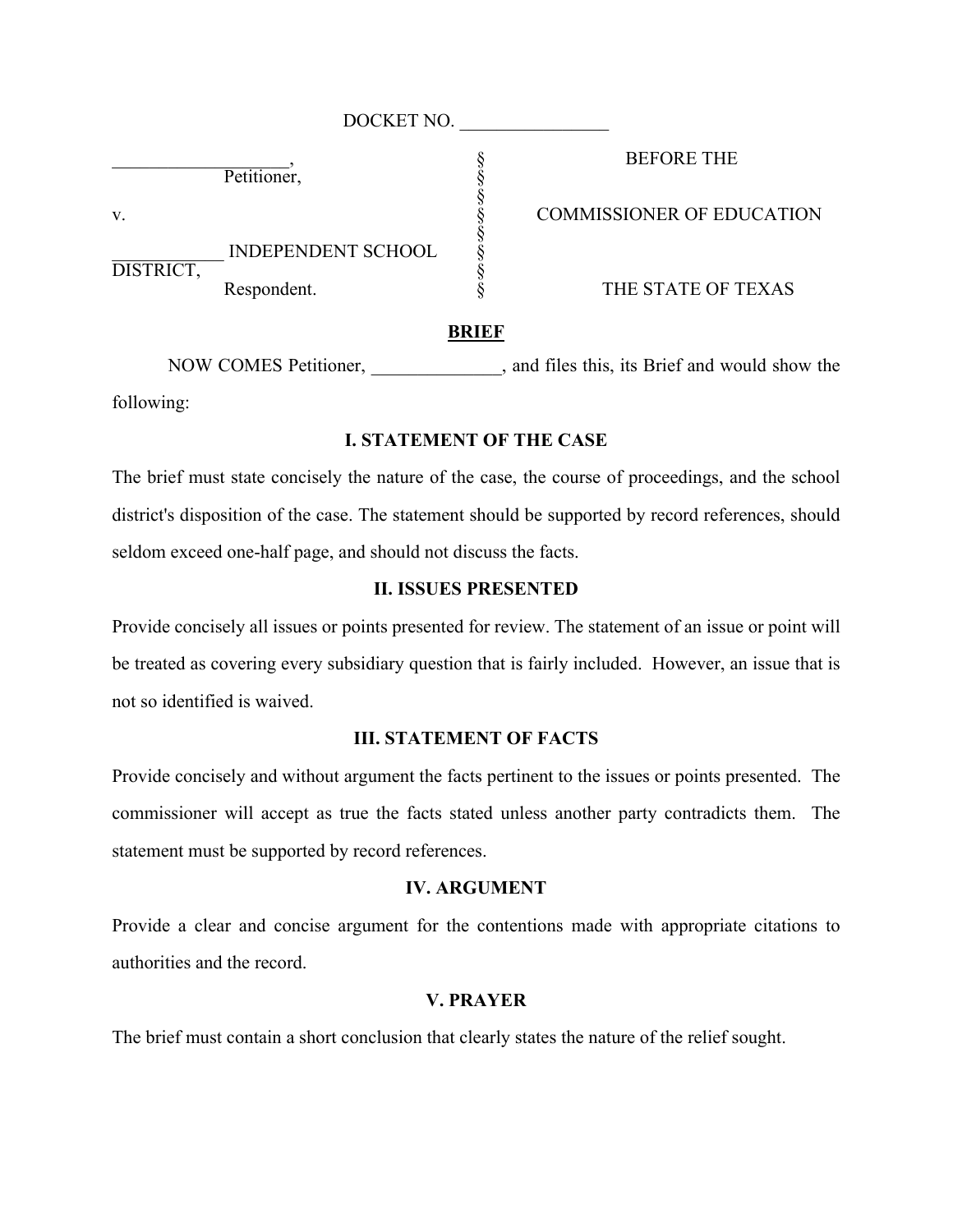DOCKET NO. ________________

| | | |
|---|---|---|
| ___________________, Petitioner, | § § § | BEFORE THE |
| v. | § § | COMMISSIONER OF EDUCATION |
| ____________ INDEPENDENT SCHOOL DISTRICT, Respondent. | § § § | THE STATE OF TEXAS |

## BRIEF

NOW COMES Petitioner, ______________, and files this, its Brief and would show the following:

### I. STATEMENT OF THE CASE

The brief must state concisely the nature of the case, the course of proceedings, and the school district's disposition of the case. The statement should be supported by record references, should seldom exceed one-half page, and should not discuss the facts.

### II. ISSUES PRESENTED

Provide concisely all issues or points presented for review. The statement of an issue or point will be treated as covering every subsidiary question that is fairly included. However, an issue that is not so identified is waived.

### III. STATEMENT OF FACTS

Provide concisely and without argument the facts pertinent to the issues or points presented. The commissioner will accept as true the facts stated unless another party contradicts them. The statement must be supported by record references.

### IV. ARGUMENT

Provide a clear and concise argument for the contentions made with appropriate citations to authorities and the record.

### V. PRAYER

The brief must contain a short conclusion that clearly states the nature of the relief sought.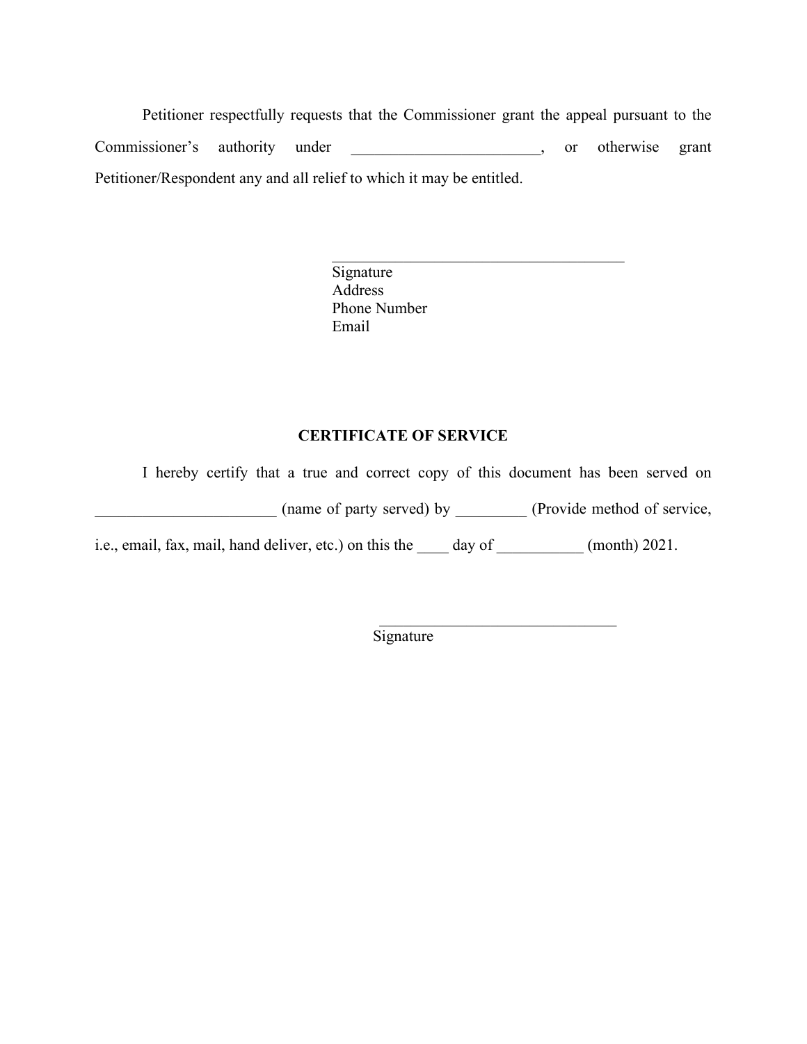Petitioner respectfully requests that the Commissioner grant the appeal pursuant to the Commissioner's authority under ________________________, or otherwise grant Petitioner/Respondent any and all relief to which it may be entitled.

_______________________________________
Signature
Address
Phone Number
Email

**CERTIFICATE OF SERVICE**

I hereby certify that a true and correct copy of this document has been served on _______________________ (name of party served) by _________ (Provide method of service, i.e., email, fax, mail, hand deliver, etc.) on this the ____ day of ___________ (month) 2021.

_______________________________
Signature